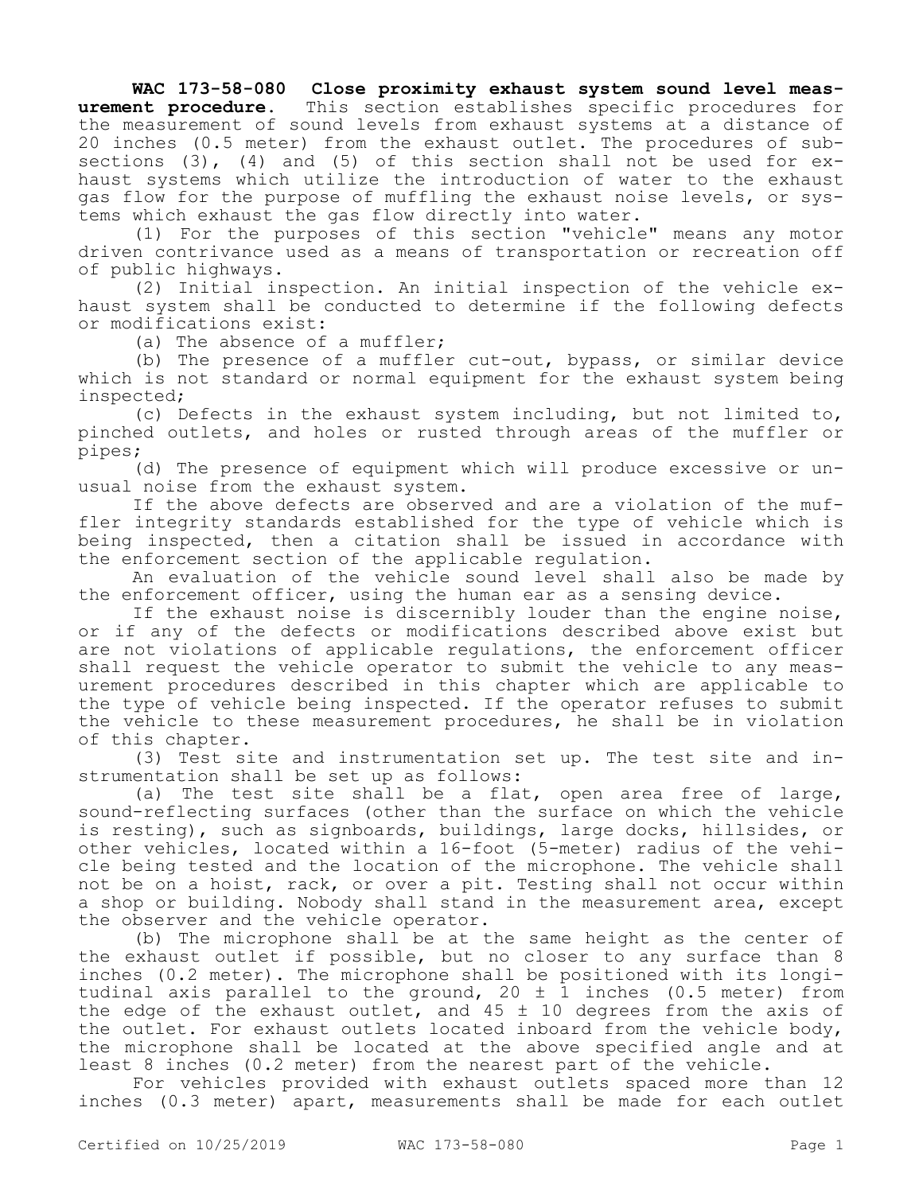**WAC 173-58-080 Close proximity exhaust system sound level measurement procedure.** This section establishes specific procedures for the measurement of sound levels from exhaust systems at a distance of 20 inches (0.5 meter) from the exhaust outlet. The procedures of subsections (3), (4) and (5) of this section shall not be used for exhaust systems which utilize the introduction of water to the exhaust gas flow for the purpose of muffling the exhaust noise levels, or systems which exhaust the gas flow directly into water.

(1) For the purposes of this section "vehicle" means any motor driven contrivance used as a means of transportation or recreation off of public highways.

(2) Initial inspection. An initial inspection of the vehicle exhaust system shall be conducted to determine if the following defects or modifications exist:

(a) The absence of a muffler;

(b) The presence of a muffler cut-out, bypass, or similar device which is not standard or normal equipment for the exhaust system being inspected;

(c) Defects in the exhaust system including, but not limited to, pinched outlets, and holes or rusted through areas of the muffler or pipes;

(d) The presence of equipment which will produce excessive or unusual noise from the exhaust system.

If the above defects are observed and are a violation of the muffler integrity standards established for the type of vehicle which is being inspected, then a citation shall be issued in accordance with the enforcement section of the applicable regulation.

An evaluation of the vehicle sound level shall also be made by the enforcement officer, using the human ear as a sensing device.

If the exhaust noise is discernibly louder than the engine noise, or if any of the defects or modifications described above exist but are not violations of applicable regulations, the enforcement officer shall request the vehicle operator to submit the vehicle to any measurement procedures described in this chapter which are applicable to the type of vehicle being inspected. If the operator refuses to submit the vehicle to these measurement procedures, he shall be in violation of this chapter.

(3) Test site and instrumentation set up. The test site and instrumentation shall be set up as follows:

(a) The test site shall be a flat, open area free of large, sound-reflecting surfaces (other than the surface on which the vehicle is resting), such as signboards, buildings, large docks, hillsides, or other vehicles, located within a 16-foot (5-meter) radius of the vehicle being tested and the location of the microphone. The vehicle shall not be on a hoist, rack, or over a pit. Testing shall not occur within a shop or building. Nobody shall stand in the measurement area, except the observer and the vehicle operator.

(b) The microphone shall be at the same height as the center of the exhaust outlet if possible, but no closer to any surface than 8 inches (0.2 meter). The microphone shall be positioned with its longitudinal axis parallel to the ground, 20 ± 1 inches (0.5 meter) from the edge of the exhaust outlet, and 45 ± 10 degrees from the axis of the outlet. For exhaust outlets located inboard from the vehicle body, the microphone shall be located at the above specified angle and at least 8 inches (0.2 meter) from the nearest part of the vehicle.

For vehicles provided with exhaust outlets spaced more than 12 inches (0.3 meter) apart, measurements shall be made for each outlet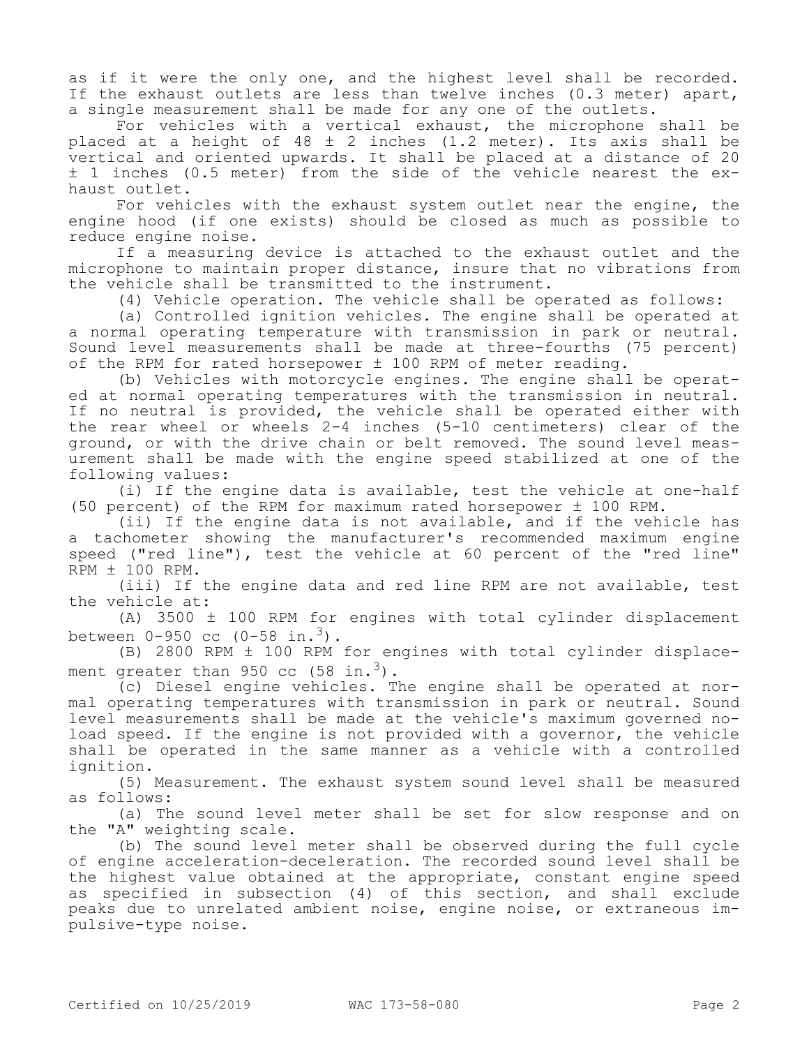as if it were the only one, and the highest level shall be recorded. If the exhaust outlets are less than twelve inches (0.3 meter) apart, a single measurement shall be made for any one of the outlets.

For vehicles with a vertical exhaust, the microphone shall be placed at a height of 48 ± 2 inches (1.2 meter). Its axis shall be vertical and oriented upwards. It shall be placed at a distance of 20 ± 1 inches (0.5 meter) from the side of the vehicle nearest the exhaust outlet.

For vehicles with the exhaust system outlet near the engine, the engine hood (if one exists) should be closed as much as possible to reduce engine noise.

If a measuring device is attached to the exhaust outlet and the microphone to maintain proper distance, insure that no vibrations from the vehicle shall be transmitted to the instrument.

(4) Vehicle operation. The vehicle shall be operated as follows:

(a) Controlled ignition vehicles. The engine shall be operated at a normal operating temperature with transmission in park or neutral. Sound level measurements shall be made at three-fourths (75 percent) of the RPM for rated horsepower ± 100 RPM of meter reading.

(b) Vehicles with motorcycle engines. The engine shall be operated at normal operating temperatures with the transmission in neutral. If no neutral is provided, the vehicle shall be operated either with the rear wheel or wheels 2-4 inches (5-10 centimeters) clear of the ground, or with the drive chain or belt removed. The sound level measurement shall be made with the engine speed stabilized at one of the following values:

(i) If the engine data is available, test the vehicle at one-half (50 percent) of the RPM for maximum rated horsepower ± 100 RPM.

(ii) If the engine data is not available, and if the vehicle has a tachometer showing the manufacturer's recommended maximum engine speed ("red line"), test the vehicle at 60 percent of the "red line" RPM ± 100 RPM.

(iii) If the engine data and red line RPM are not available, test the vehicle at:

(A) 3500 ± 100 RPM for engines with total cylinder displacement between 0-950 cc (0-58 in.$^3$).

(B) 2800 RPM ± 100 RPM for engines with total cylinder displacement greater than 950 cc (58 in.$^3$).

(c) Diesel engine vehicles. The engine shall be operated at normal operating temperatures with transmission in park or neutral. Sound level measurements shall be made at the vehicle's maximum governed no-load speed. If the engine is not provided with a governor, the vehicle shall be operated in the same manner as a vehicle with a controlled ignition.

(5) Measurement. The exhaust system sound level shall be measured as follows:

(a) The sound level meter shall be set for slow response and on the "A" weighting scale.

(b) The sound level meter shall be observed during the full cycle of engine acceleration-deceleration. The recorded sound level shall be the highest value obtained at the appropriate, constant engine speed as specified in subsection (4) of this section, and shall exclude peaks due to unrelated ambient noise, engine noise, or extraneous impulsive-type noise.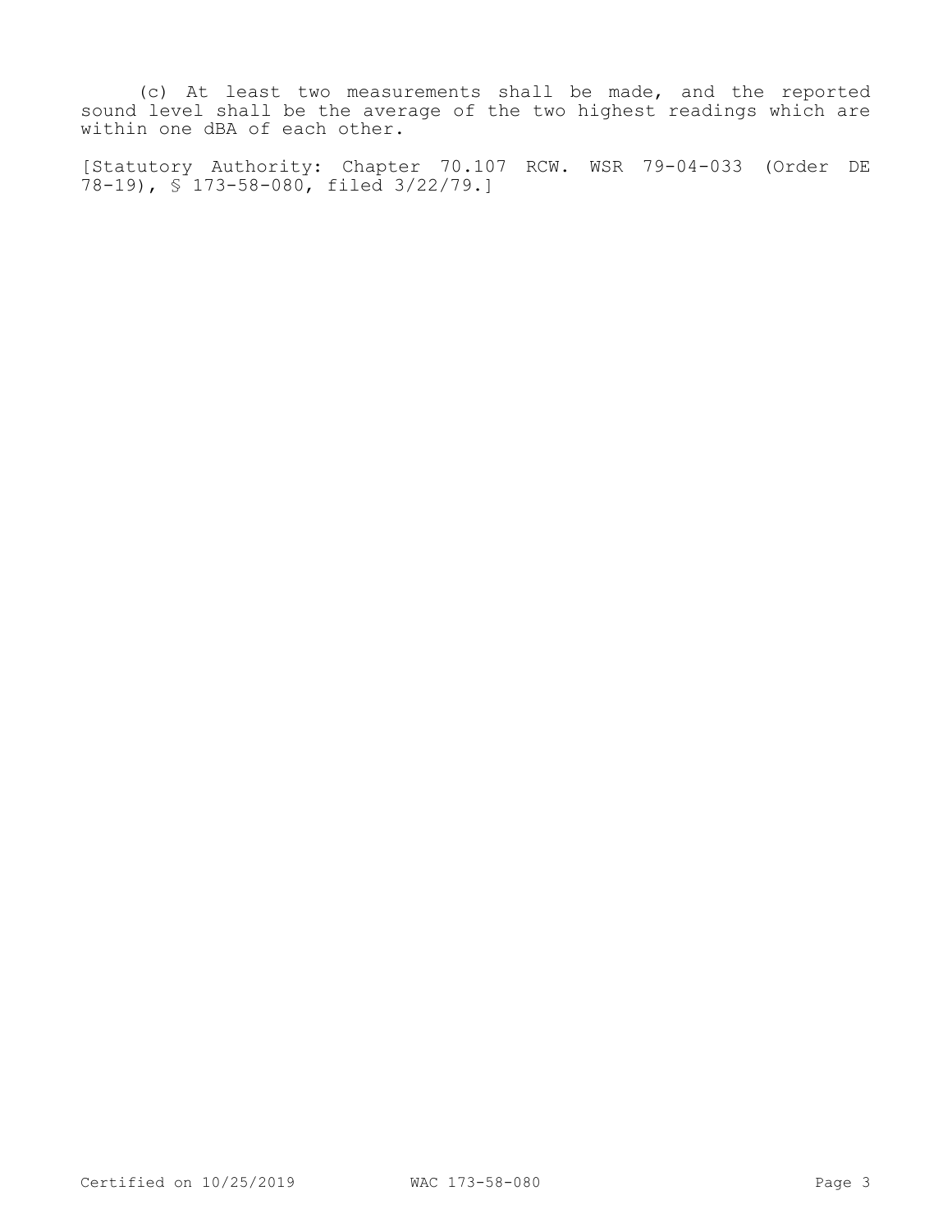(c) At least two measurements shall be made, and the reported sound level shall be the average of the two highest readings which are within one dBA of each other.

[Statutory Authority: Chapter 70.107 RCW. WSR 79-04-033 (Order DE 78-19), § 173-58-080, filed 3/22/79.]